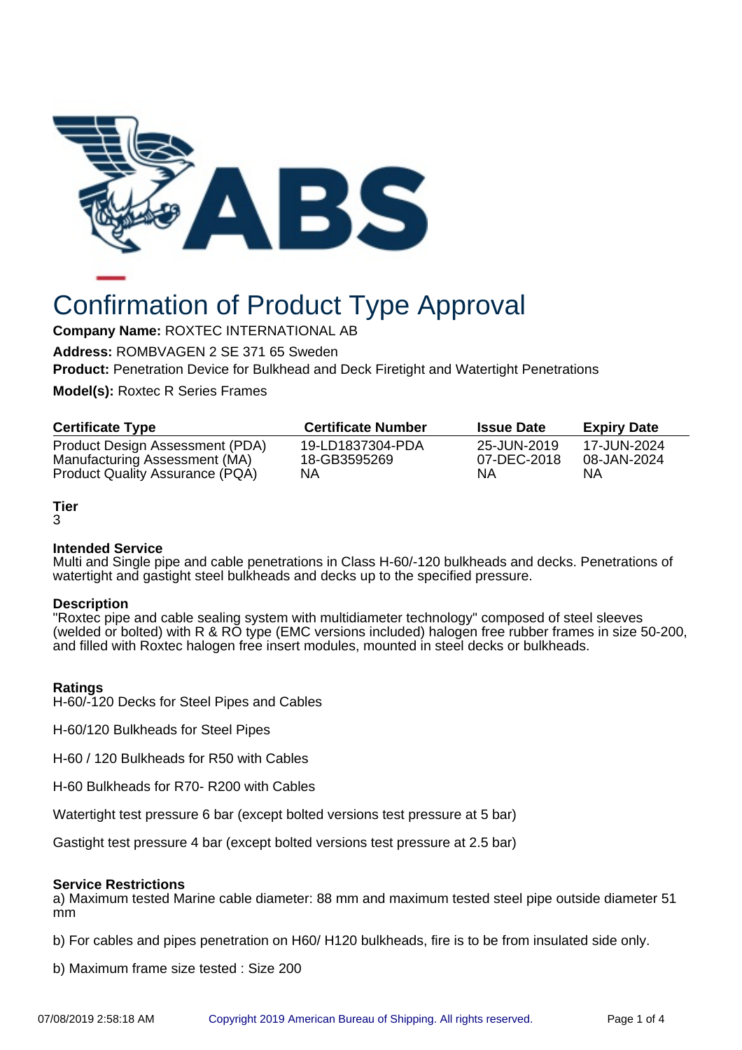# Confirmation of Product Type Approval

**Company Name:** ROXTEC INTERNATIONAL AB

**Address:** ROMBVAGEN 2 SE 371 65 Sweden

**Product:** Penetration Device for Bulkhead and Deck Firetight and Watertight Penetrations

**Model(s):** Roxtec R Series Frames

| Certificate Type | Certificate Number | Issue Date | Expiry Date |
|---|---|---|---|
| Product Design Assessment (PDA) | 19-LD1837304-PDA | 25-JUN-2019 | 17-JUN-2024 |
| Manufacturing Assessment (MA) | 18-GB3595269 | 07-DEC-2018 | 08-JAN-2024 |
| Product Quality Assurance (PQA) | NA | NA | NA |

**Tier**
3

**Intended Service**
Multi and Single pipe and cable penetrations in Class H-60/-120 bulkheads and decks. Penetrations of watertight and gastight steel bulkheads and decks up to the specified pressure.

**Description**
"Roxtec pipe and cable sealing system with multidiameter technology" composed of steel sleeves (welded or bolted) with R & RO type (EMC versions included) halogen free rubber frames in size 50-200, and filled with Roxtec halogen free insert modules, mounted in steel decks or bulkheads.

**Ratings**
H-60/-120 Decks for Steel Pipes and Cables

H-60/120 Bulkheads for Steel Pipes

H-60 / 120 Bulkheads for R50 with Cables

H-60 Bulkheads for R70- R200 with Cables

Watertight test pressure 6 bar (except bolted versions test pressure at 5 bar)

Gastight test pressure 4 bar (except bolted versions test pressure at 2.5 bar)

**Service Restrictions**
a) Maximum tested Marine cable diameter: 88 mm and maximum tested steel pipe outside diameter 51 mm

b) For cables and pipes penetration on H60/ H120 bulkheads, fire is to be from insulated side only.

b) Maximum frame size tested : Size 200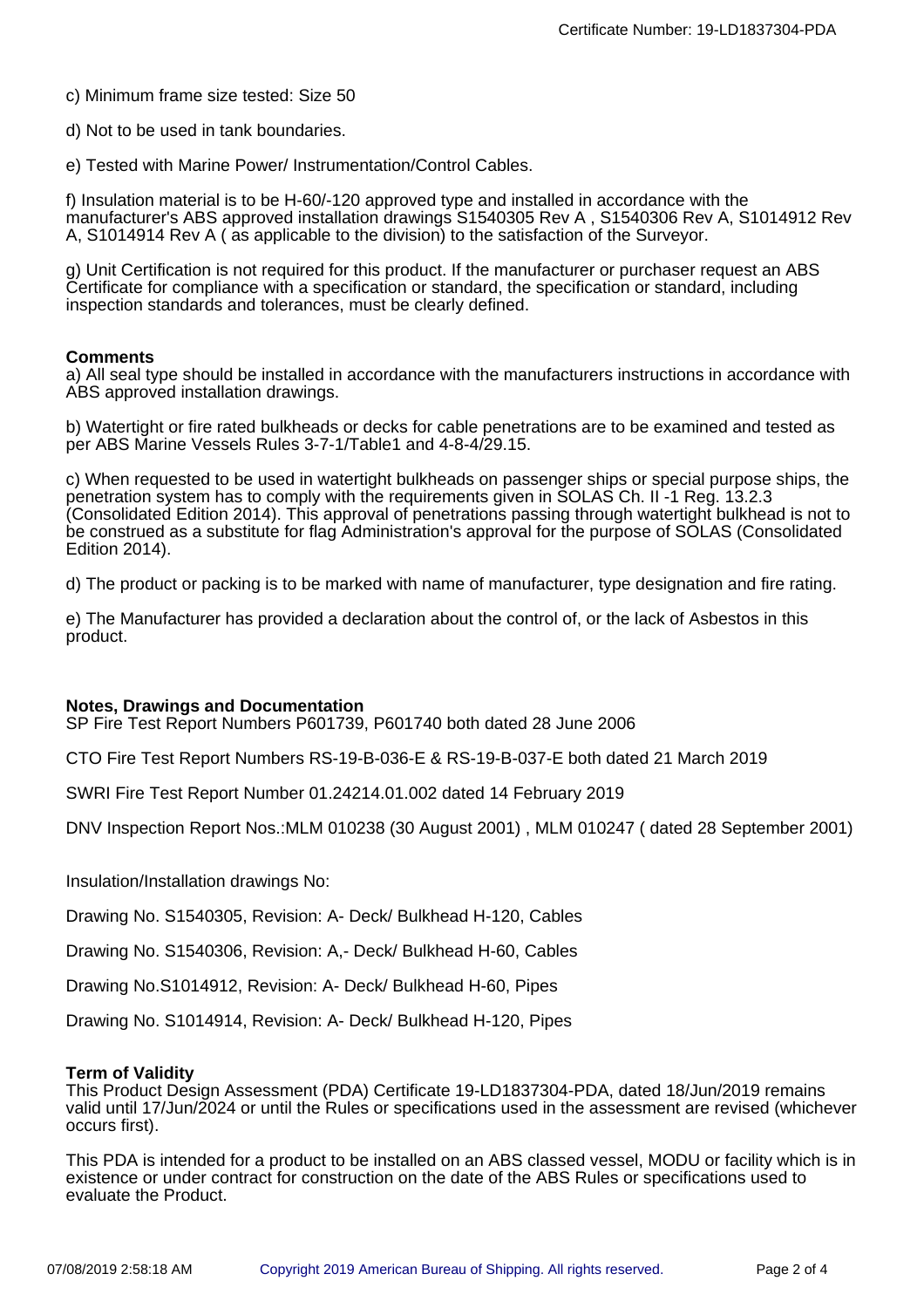c) Minimum frame size tested: Size 50

d) Not to be used in tank boundaries.

e) Tested with Marine Power/ Instrumentation/Control Cables.

f) Insulation material is to be H-60/-120 approved type and installed in accordance with the manufacturer's ABS approved installation drawings S1540305 Rev A , S1540306 Rev A, S1014912 Rev A, S1014914 Rev A ( as applicable to the division) to the satisfaction of the Surveyor.

g) Unit Certification is not required for this product. If the manufacturer or purchaser request an ABS Certificate for compliance with a specification or standard, the specification or standard, including inspection standards and tolerances, must be clearly defined.

**Comments**

a) All seal type should be installed in accordance with the manufacturers instructions in accordance with ABS approved installation drawings.

b) Watertight or fire rated bulkheads or decks for cable penetrations are to be examined and tested as per ABS Marine Vessels Rules 3-7-1/Table1 and 4-8-4/29.15.

c) When requested to be used in watertight bulkheads on passenger ships or special purpose ships, the penetration system has to comply with the requirements given in SOLAS Ch. II -1 Reg. 13.2.3 (Consolidated Edition 2014). This approval of penetrations passing through watertight bulkhead is not to be construed as a substitute for flag Administration's approval for the purpose of SOLAS (Consolidated Edition 2014).

d) The product or packing is to be marked with name of manufacturer, type designation and fire rating.

e) The Manufacturer has provided a declaration about the control of, or the lack of Asbestos in this product.

**Notes, Drawings and Documentation**

SP Fire Test Report Numbers P601739, P601740 both dated 28 June 2006

CTO Fire Test Report Numbers RS-19-B-036-E & RS-19-B-037-E both dated 21 March 2019

SWRI Fire Test Report Number 01.24214.01.002 dated 14 February 2019

DNV Inspection Report Nos.:MLM 010238 (30 August 2001) , MLM 010247 ( dated 28 September 2001)

Insulation/Installation drawings No:

Drawing No. S1540305, Revision: A- Deck/ Bulkhead H-120, Cables

Drawing No. S1540306, Revision: A,- Deck/ Bulkhead H-60, Cables

Drawing No.S1014912, Revision: A- Deck/ Bulkhead H-60, Pipes

Drawing No. S1014914, Revision: A- Deck/ Bulkhead H-120, Pipes

**Term of Validity**

This Product Design Assessment (PDA) Certificate 19-LD1837304-PDA, dated 18/Jun/2019 remains valid until 17/Jun/2024 or until the Rules or specifications used in the assessment are revised (whichever occurs first).

This PDA is intended for a product to be installed on an ABS classed vessel, MODU or facility which is in existence or under contract for construction on the date of the ABS Rules or specifications used to evaluate the Product.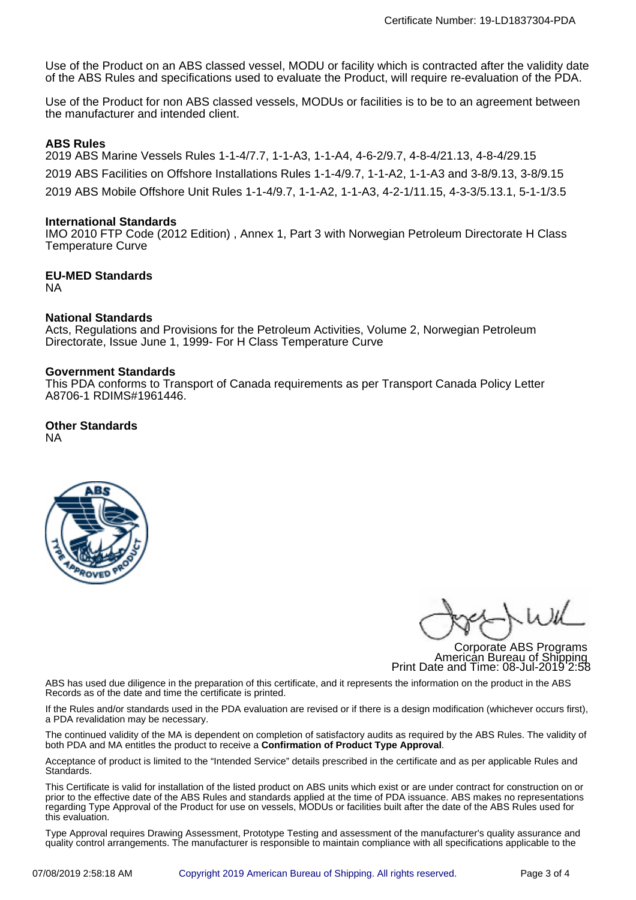Certificate Number: 19-LD1837304-PDA

Use of the Product on an ABS classed vessel, MODU or facility which is contracted after the validity date of the ABS Rules and specifications used to evaluate the Product, will require re-evaluation of the PDA.

Use of the Product for non ABS classed vessels, MODUs or facilities is to be to an agreement between the manufacturer and intended client.

**ABS Rules**

2019 ABS Marine Vessels Rules 1-1-4/7.7, 1-1-A3, 1-1-A4, 4-6-2/9.7, 4-8-4/21.13, 4-8-4/29.15

2019 ABS Facilities on Offshore Installations Rules 1-1-4/9.7, 1-1-A2, 1-1-A3 and 3-8/9.13, 3-8/9.15

2019 ABS Mobile Offshore Unit Rules 1-1-4/9.7, 1-1-A2, 1-1-A3, 4-2-1/11.15, 4-3-3/5.13.1, 5-1-1/3.5

**International Standards**

IMO 2010 FTP Code (2012 Edition) , Annex 1, Part 3 with Norwegian Petroleum Directorate H Class Temperature Curve

**EU-MED Standards**

NA

**National Standards**

Acts, Regulations and Provisions for the Petroleum Activities, Volume 2, Norwegian Petroleum Directorate, Issue June 1, 1999- For H Class Temperature Curve

**Government Standards**

This PDA conforms to Transport of Canada requirements as per Transport Canada Policy Letter A8706-1 RDIMS#1961446.

**Other Standards**

NA

Corporate ABS Programs
American Bureau of Shipping
Print Date and Time: 08-Jul-2019 2:58

ABS has used due diligence in the preparation of this certificate, and it represents the information on the product in the ABS Records as of the date and time the certificate is printed.

If the Rules and/or standards used in the PDA evaluation are revised or if there is a design modification (whichever occurs first), a PDA revalidation may be necessary.

The continued validity of the MA is dependent on completion of satisfactory audits as required by the ABS Rules. The validity of both PDA and MA entitles the product to receive a **Confirmation of Product Type Approval**.

Acceptance of product is limited to the "Intended Service" details prescribed in the certificate and as per applicable Rules and Standards.

This Certificate is valid for installation of the listed product on ABS units which exist or are under contract for construction on or prior to the effective date of the ABS Rules and standards applied at the time of PDA issuance. ABS makes no representations regarding Type Approval of the Product for use on vessels, MODUs or facilities built after the date of the ABS Rules used for this evaluation.

Type Approval requires Drawing Assessment, Prototype Testing and assessment of the manufacturer's quality assurance and quality control arrangements. The manufacturer is responsible to maintain compliance with all specifications applicable to the

07/08/2019 2:58:18 AM Copyright 2019 American Bureau of Shipping. All rights reserved.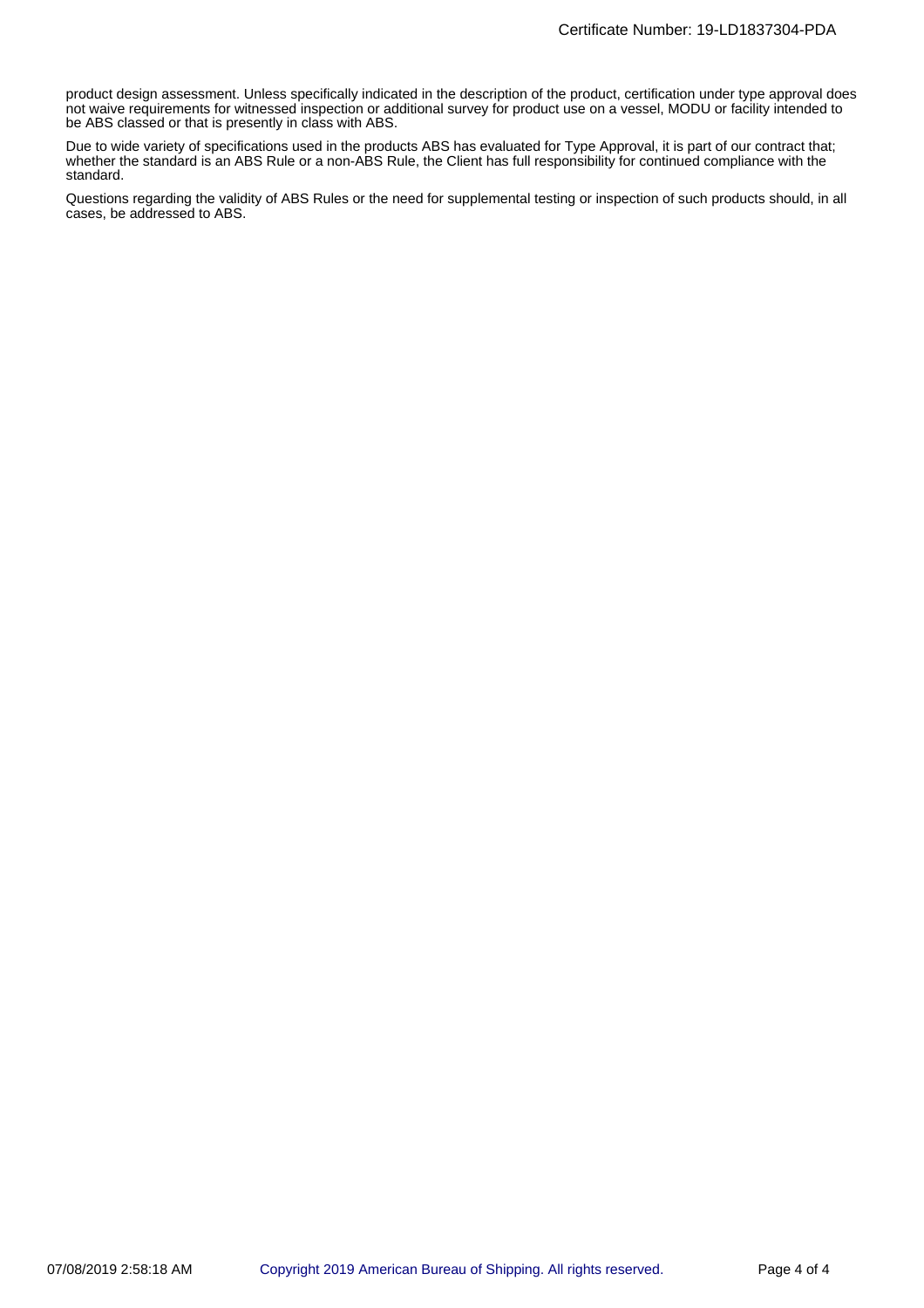product design assessment. Unless specifically indicated in the description of the product, certification under type approval does not waive requirements for witnessed inspection or additional survey for product use on a vessel, MODU or facility intended to be ABS classed or that is presently in class with ABS.

Due to wide variety of specifications used in the products ABS has evaluated for Type Approval, it is part of our contract that; whether the standard is an ABS Rule or a non-ABS Rule, the Client has full responsibility for continued compliance with the standard.

Questions regarding the validity of ABS Rules or the need for supplemental testing or inspection of such products should, in all cases, be addressed to ABS.